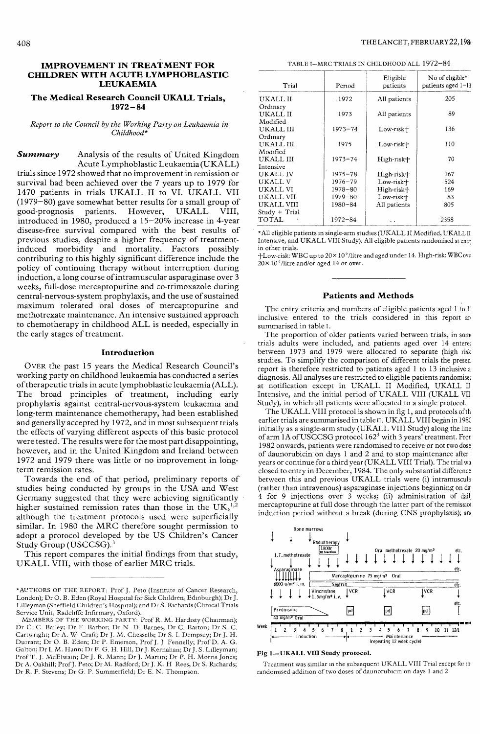# IMPROVEMENT IN TREATMENT FOR CHILDREN WITH ACUTE LYMPHOBLASTIC LEUKAEMIA

## The Medical Research Council UKALL Trials, 1972–84

*Report to the Council by the Working Party on Leukaemia in Childhood**

**Summary** Analysis of the results of United Kingdom Acute Lymphoblastic Leukaemia (UKALL) trials since 1972 showed that no improvement in remission or survival had been achieved over the 7 years up to 1979 for 1470 patients in trials UKALL II to VI. UKALL VII (1979–80) gave somewhat better results for a small group of good-prognosis patients. However, UKALL VIII, introduced in 1980, produced a 15–20% increase in 4-year disease-free survival compared with the best results of previous studies, despite a higher frequency of treatment-induced morbidity and mortality. Factors possibly contributing to this highly significant difference include the policy of continuing therapy without interruption during induction, a long course of intramuscular asparaginase over 3 weeks, full-dose mercaptopurine and co-trimoxazole during central-nervous-system prophylaxis, and the use of sustained maximum tolerated oral doses of mercaptopurine and methotrexate maintenance. An intensive sustained approach to chemotherapy in childhood ALL is needed, especially in the early stages of treatment.

### Introduction

OVER the past 15 years the Medical Research Council's working party on childhood leukaemia has conducted a series of therapeutic trials in acute lymphoblastic leukaemia (ALL). The broad principles of treatment, including early prophylaxis against central-nervous-system leukaemia and long-term maintenance chemotherapy, had been established and generally accepted by 1972, and in most subsequent trials the effects of varying different aspects of this basic protocol were tested. The results were for the most part disappointing, however, and in the United Kingdom and Ireland between 1972 and 1979 there was little or no improvement in long-term remission rates.

Towards the end of that period, preliminary reports of studies being conducted by groups in the USA and West Germany suggested that they were achieving significantly higher sustained remission rates than those in the UK,[1,2] although the treatment protocols used were superficially similar. In 1980 the MRC therefore sought permission to adopt a protocol developed by the US Children's Cancer Study Group (USCCSG).[3]

This report compares the initial findings from that study, UKALL VIII, with those of earlier MRC trials.

*AUTHORS OF THE REPORT: Prof J. Peto (Institute of Cancer Research, London); Dr O. B. Eden (Royal Hospital for Sick Children, Edinburgh); Dr J. Lilleyman (Sheffield Children's Hospital); and Dr S. Richards (Clinical Trials Service Unit, Radcliffe Infirmary, Oxford).

MEMBERS OF THE WORKING PARTY: Prof R. M. Hardisty (Chairman); Dr C. C. Bailey; Dr F. Barbor; Dr N. D. Barnes; Dr C. Barton; Dr S. C. Cartwright; Dr A. W. Craft; Dr J. M. Chessells; Dr S. I. Dempsey; Dr J. H. Durrant; Dr O. B. Eden; Dr P. Emerson, Prof J. J. Fennelly; Prof D. A. G. Galton; Dr I. M. Hann; Dr F. G. H. Hill, Dr J. Kernahan; Dr J. S. Lilleyman; Prof T. J. McElwain; Dr J. R. Mann; Dr J. Martin; Dr P. H. Morris Jones; Dr A. Oakhill; Prof J. Peto; Dr M. Radford; Dr J. K. H. Rees, Dr S. Richards; Dr R. F. Stevens; Dr G. P. Summerfield; Dr E. N. Thompson.

TABLE I—MRC TRIALS IN CHILDHOOD ALL 1972–84

| Trial | Period | Eligible patients | No of eligible* patients aged 1–13 |
|---|---|---|---|
| UKALL II Ordinary | 1972 | All patients | 205 |
| UKALL II Modified | 1973 | All patients | 89 |
| UKALL III Ordinary | 1973–74 | Low-risk† | 136 |
| UKALL III Modified | 1975 | Low-risk† | 110 |
| UKALL III Intensive | 1973–74 | High-risk† | 70 |
| UKALL IV | 1975–78 | High-risk† | 167 |
| UKALL V | 1976–79 | Low-risk† | 524 |
| UKALL VI | 1978–80 | High-risk† | 169 |
| UKALL VII | 1979–80 | Low-risk† | 83 |
| UKALL VIII Study + Trial | 1980–84 | All patients | 805 |
| TOTAL | 1972–84 | .. | 2358 |

*All eligible patients in single-arm studies (UKALL II Modified, UKALL II Intensive, and UKALL VIII Study). All eligible patients randomised at entry in other trials.

†Low-risk: WBC up to $20\times10^9$/litre and aged under 14. High-risk: WBC over $20\times10^9$/litre and/or aged 14 or over.

### Patients and Methods

The entry criteria and numbers of eligible patients aged 1 to 13 inclusive entered to the trials considered in this report are summarised in table I.

The proportion of older patients varied between trials, in some trials adults were included, and patients aged over 14 entered between 1973 and 1979 were allocated to separate (high risk) studies. To simplify the comparison of different trials the present report is therefore restricted to patients aged 1 to 13 inclusive at diagnosis. All analyses are restricted to eligible patients randomised at notification except in UKALL II Modified, UKALL II Intensive, and the initial period of UKALL VIII (UKALL VIII Study), in which all patients were allocated to a single protocol.

The UKALL VIII protocol is shown in fig 1, and protocols of the earlier trials are summarised in table II. UKALL VIII began in 1980 initially as a single-arm study (UKALL VIII Study) along the lines of arm 1A of USCCSG protocol 162[3] with 3 years' treatment. From 1982 onwards, patients were randomised to receive or not two doses of daunorubicin on days 1 and 2 and to stop maintenance after 2 years or continue for a third year (UKALL VIII Trial). The trial was closed to entry in December, 1984. The only substantial differences between this and previous UKALL trials were (i) intramuscular (rather than intravenous) asparaginase injections beginning on day 4 for 9 injections over 3 weeks; (ii) administration of daily mercaptopurine at full dose through the latter part of the remission induction period without a break (during CNS prophylaxis); and

Fig 1—UKALL VIII Study protocol.

Treatment was similar in the subsequent UKALL VIII Trial except for the randomised addition of two doses of daunorubicin on days 1 and 2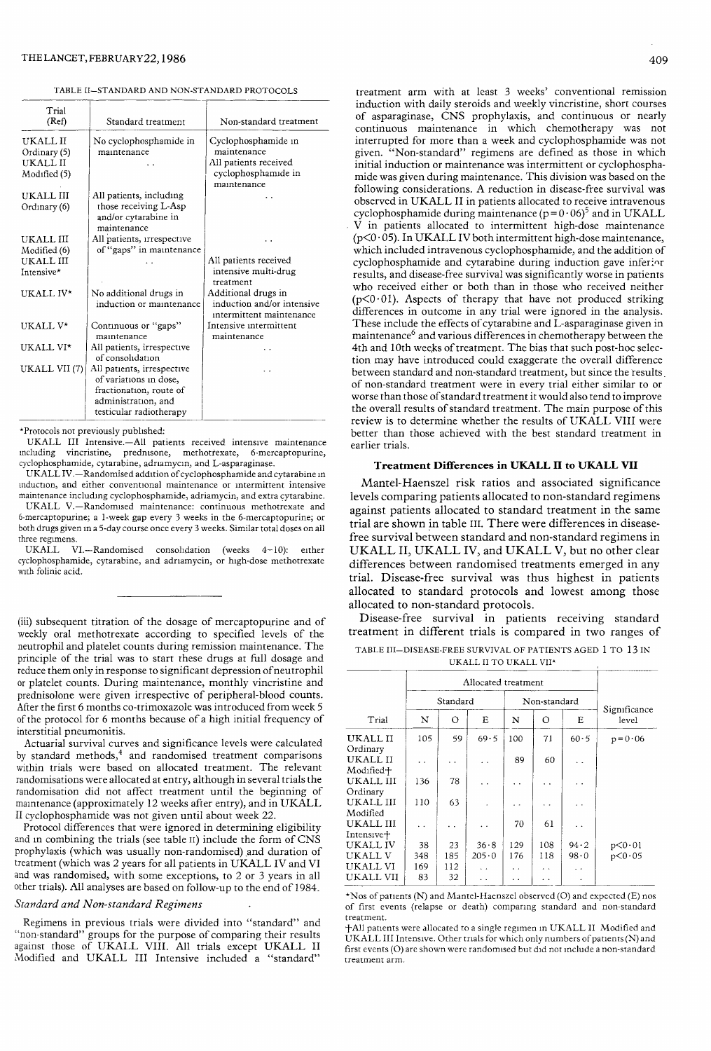TABLE II—STANDARD AND NON-STANDARD PROTOCOLS

| Trial (Ref) | Standard treatment | Non-standard treatment |
|---|---|---|
| UKALL II Ordinary (5) | No cyclophosphamide in maintenance | Cyclophosphamide in maintenance |
| UKALL II Modified (5) | . . | All patients received cyclophosphamide in maintenance |
| UKALL III Ordinary (6) | All patients, including those receiving L-Asp and/or cytarabine in maintenance | . . |
| UKALL III Modified (6) | All patients, irrespective of "gaps" in maintenance | . . |
| UKALL III Intensive* | . . | All patients received intensive multi-drug treatment |
| UKALL IV* | No additional drugs in induction or maintenance | Additional drugs in induction and/or intensive intermittent maintenance |
| UKALL V* | Continuous or "gaps" maintenance | Intensive intermittent maintenance |
| UKALL VI* | All patients, irrespective of consolidation | . . |
| UKALL VII (7) | All patients, irrespective of variations in dose, fractionation, route of administration, and testicular radiotherapy | . . |

*Protocols not previously published:

UKALL III Intensive.—All patients received intensive maintenance including vincristine, prednisone, methotrexate, 6-mercaptopurine, cyclophosphamide, cytarabine, adriamycin, and L-asparaginase.

UKALL IV.—Randomised addition of cyclophosphamide and cytarabine in induction, and either conventional maintenance or intermittent intensive maintenance including cyclophosphamide, adriamycin, and extra cytarabine.

UKALL V.—Randomised maintenance: continuous methotrexate and 6-mercaptopurine; a 1-week gap every 3 weeks in the 6-mercaptopurine; or both drugs given in a 5-day course once every 3 weeks. Similar total doses on all three regimens.

UKALL VI.—Randomised consolidation (weeks 4–10): either cyclophosphamide, cytarabine, and adriamycin, or high-dose methotrexate with folinic acid.

(iii) subsequent titration of the dosage of mercaptopurine and of weekly oral methotrexate according to specified levels of the neutrophil and platelet counts during remission maintenance. The principle of the trial was to start these drugs at full dosage and reduce them only in response to significant depression of neutrophil or platelet counts. During maintenance, monthly vincristine and prednisolone were given irrespective of peripheral-blood counts. After the first 6 months co-trimoxazole was introduced from week 5 of the protocol for 6 months because of a high initial frequency of interstitial pneumonitis.

Actuarial survival curves and significance levels were calculated by standard methods,[4] and randomised treatment comparisons within trials were based on allocated treatment. The relevant randomisations were allocated at entry, although in several trials the randomisation did not affect treatment until the beginning of maintenance (approximately 12 weeks after entry), and in UKALL II cyclophosphamide was not given until about week 22.

Protocol differences that were ignored in determining eligibility and in combining the trials (see table II) include the form of CNS prophylaxis (which was usually non-randomised) and duration of treatment (which was 2 years for all patients in UKALL IV and VI and was randomised, with some exceptions, to 2 or 3 years in all other trials). All analyses are based on follow-up to the end of 1984.

### *Standard and Non-standard Regimens*

Regimens in previous trials were divided into "standard" and "non-standard" groups for the purpose of comparing their results against those of UKALL VIII. All trials except UKALL II Modified and UKALL III Intensive included a "standard" treatment arm with at least 3 weeks' conventional remission induction with daily steroids and weekly vincristine, short courses of asparaginase, CNS prophylaxis, and continuous or nearly continuous maintenance in which chemotherapy was not interrupted for more than a week and cyclophosphamide was not given. "Non-standard" regimens are defined as those in which initial induction or maintenance was intermittent or cyclophosphamide was given during maintenance. This division was based on the following considerations. A reduction in disease-free survival was observed in UKALL II in patients allocated to receive intravenous cyclophosphamide during maintenance ($p = 0 \cdot 06$)[5] and in UKALL V in patients allocated to intermittent high-dose maintenance ($p < 0 \cdot 05$). In UKALL IV both intermittent high-dose maintenance, which included intravenous cyclophosphamide, and the addition of cyclophosphamide and cytarabine during induction gave inferior results, and disease-free survival was significantly worse in patients who received either or both than in those who received neither ($p < 0 \cdot 01$). Aspects of therapy that have not produced striking differences in outcome in any trial were ignored in the analysis. These include the effects of cytarabine and L-asparaginase given in maintenance[6] and various differences in chemotherapy between the 4th and 10th weeks of treatment. The bias that such post-hoc selection may have introduced could exaggerate the overall difference between standard and non-standard treatment, but since the results of non-standard treatment were in every trial either similar to or worse than those of standard treatment it would also tend to improve the overall results of standard treatment. The main purpose of this review is to determine whether the results of UKALL VIII were better than those achieved with the best standard treatment in earlier trials.

## Treatment Differences in UKALL II to UKALL VII

Mantel-Haenszel risk ratios and associated significance levels comparing patients allocated to non-standard regimens against patients allocated to standard treatment in the same trial are shown in table III. There were differences in disease-free survival between standard and non-standard regimens in UKALL II, UKALL IV, and UKALL V, but no other clear differences between randomised treatments emerged in any trial. Disease-free survival was thus highest in patients allocated to standard protocols and lowest among those allocated to non-standard protocols.

Disease-free survival in patients receiving standard treatment in different trials is compared in two ranges of

TABLE III—DISEASE-FREE SURVIVAL OF PATIENTS AGED 1 TO 13 IN UKALL II TO UKALL VII*

| Trial | Allocated treatment: Standard N | O | E | Non-standard N | O | E | Significance level |
|---|---|---|---|---|---|---|---|
| UKALL II Ordinary | 105 | 59 | 69·5 | 100 | 71 | 60·5 | $p = 0 \cdot 06$ |
| UKALL II Modified† | . . | . . | . . | 89 | 60 | . . | |
| UKALL III Ordinary | 136 | 78 | . . | . . | . . | . . | |
| UKALL III Modified | 110 | 63 | . . | . . | . . | . . | |
| UKALL III Intensive† | . . | . . | . . | 70 | 61 | . . | |
| UKALL IV | 38 | 23 | 36·8 | 129 | 108 | 94·2 | $p < 0 \cdot 01$ |
| UKALL V | 348 | 185 | 205·0 | 176 | 118 | 98·0 | $p < 0 \cdot 05$ |
| UKALL VI | 169 | 112 | . . | . . | . . | . . | |
| UKALL VII | 83 | 32 | . . | . . | . . | . . | |

*Nos of patients (N) and Mantel-Haenszel observed (O) and expected (E) nos of first events (relapse or death) comparing standard and non-standard treatment.

†All patients were allocated to a single regimen in UKALL II Modified and UKALL III Intensive. Other trials for which only numbers of patients (N) and first events (O) are shown were randomised but did not include a non-standard treatment arm.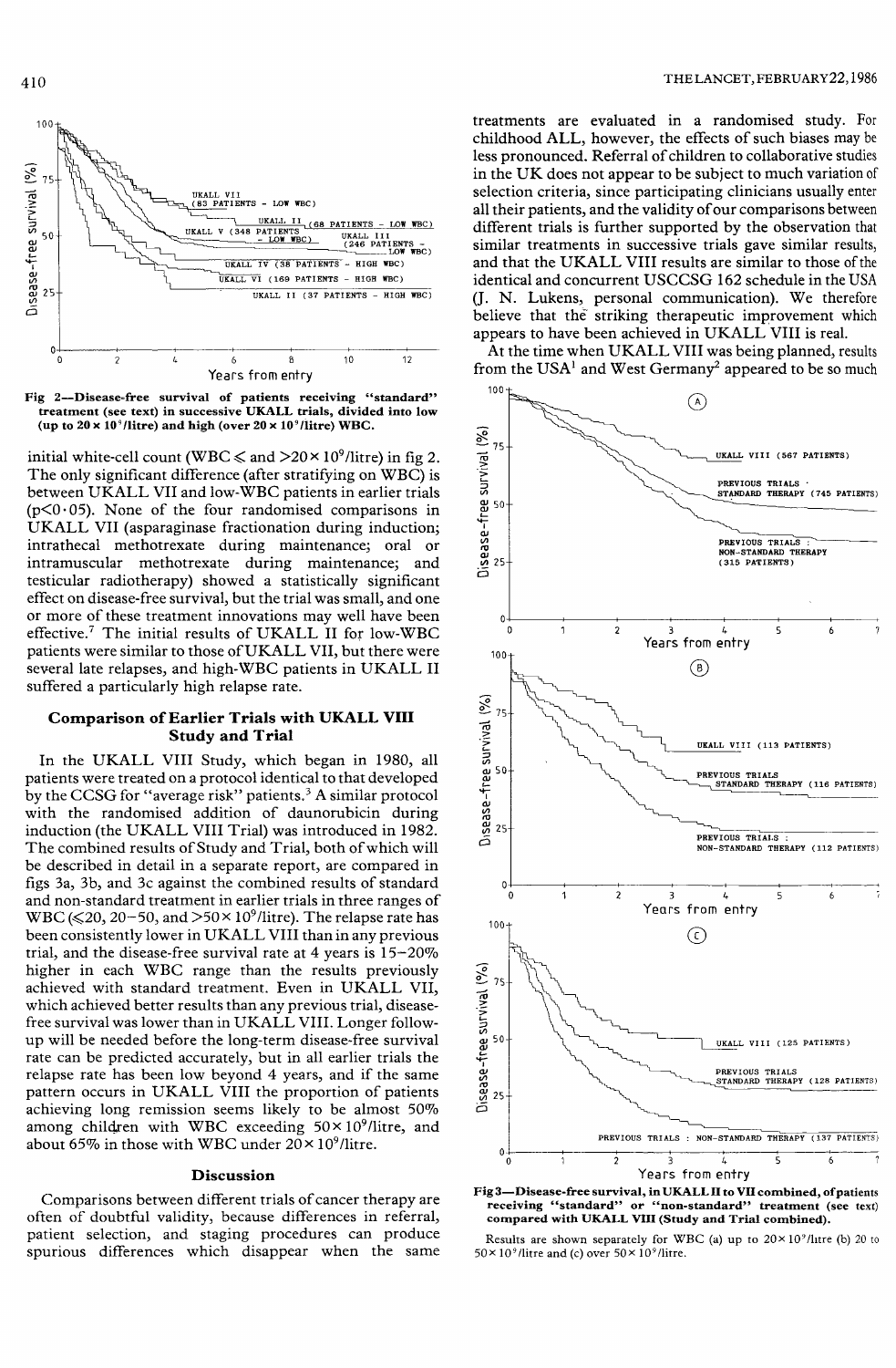Fig 2—Disease-free survival of patients receiving "standard" treatment (see text) in successive UKALL trials, divided into low (up to $20 \times 10^9$/litre) and high (over $20 \times 10^9$/litre) WBC.

initial white-cell count (WBC $\leqslant$ and $>20 \times 10^9$/litre) in fig 2. The only significant difference (after stratifying on WBC) is between UKALL VII and low-WBC patients in earlier trials ($p<0 \cdot 05$). None of the four randomised comparisons in UKALL VII (asparaginase fractionation during induction; intrathecal methotrexate during maintenance; oral or intramuscular methotrexate during maintenance; and testicular radiotherapy) showed a statistically significant effect on disease-free survival, but the trial was small, and one or more of these treatment innovations may well have been effective.[7] The initial results of UKALL II for low-WBC patients were similar to those of UKALL VII, but there were several late relapses, and high-WBC patients in UKALL II suffered a particularly high relapse rate.

## Comparison of Earlier Trials with UKALL VIII Study and Trial

In the UKALL VIII Study, which began in 1980, all patients were treated on a protocol identical to that developed by the CCSG for "average risk" patients.[3] A similar protocol with the randomised addition of daunorubicin during induction (the UKALL VIII Trial) was introduced in 1982. The combined results of Study and Trial, both of which will be described in detail in a separate report, are compared in figs 3a, 3b, and 3c against the combined results of standard and non-standard treatment in earlier trials in three ranges of WBC ($\leqslant 20$, 20–50, and $>50 \times 10^9$/litre). The relapse rate has been consistently lower in UKALL VIII than in any previous trial, and the disease-free survival rate at 4 years is 15–20% higher in each WBC range than the results previously achieved with standard treatment. Even in UKALL VII, which achieved better results than any previous trial, disease-free survival was lower than in UKALL VIII. Longer follow-up will be needed before the long-term disease-free survival rate can be predicted accurately, but in all earlier trials the relapse rate has been low beyond 4 years, and if the same pattern occurs in UKALL VIII the proportion of patients achieving long remission seems likely to be almost 50% among children with WBC exceeding $50 \times 10^9$/litre, and about 65% in those with WBC under $20 \times 10^9$/litre.

## Discussion

Comparisons between different trials of cancer therapy are often of doubtful validity, because differences in referral, patient selection, and staging procedures can produce spurious differences which disappear when the same treatments are evaluated in a randomised study. For childhood ALL, however, the effects of such biases may be less pronounced. Referral of children to collaborative studies in the UK does not appear to be subject to much variation of selection criteria, since participating clinicians usually enter all their patients, and the validity of our comparisons between different trials is further supported by the observation that similar treatments in successive trials gave similar results, and that the UKALL VIII results are similar to those of the identical and concurrent USCCSG 162 schedule in the USA (J. N. Lukens, personal communication). We therefore believe that the striking therapeutic improvement which appears to have been achieved in UKALL VIII is real.

At the time when UKALL VIII was being planned, results from the USA[1] and West Germany[2] appeared to be so much

Fig 3—Disease-free survival, in UKALL II to VII combined, of patients receiving "standard" or "non-standard" treatment (see text) compared with UKALL VIII (Study and Trial combined).

Results are shown separately for WBC (a) up to $20 \times 10^9$/litre (b) 20 to $50 \times 10^9$/litre and (c) over $50 \times 10^9$/litre.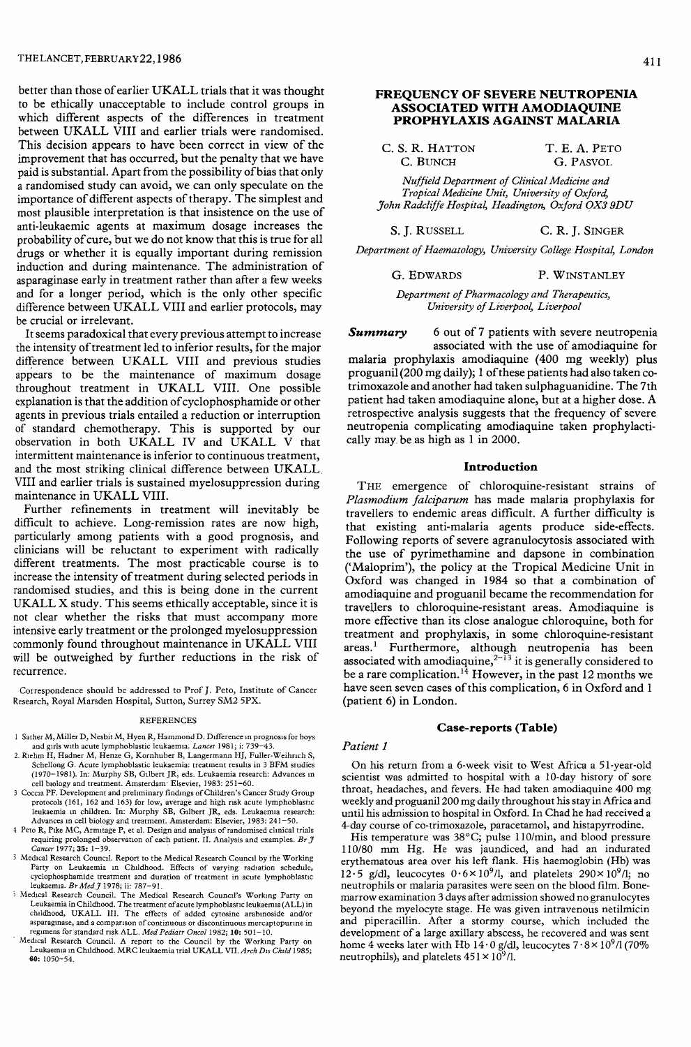better than those of earlier UKALL trials that it was thought to be ethically unacceptable to include control groups in which different aspects of the differences in treatment between UKALL VIII and earlier trials were randomised. This decision appears to have been correct in view of the improvement that has occurred, but the penalty that we have paid is substantial. Apart from the possibility of bias that only a randomised study can avoid, we can only speculate on the importance of different aspects of therapy. The simplest and most plausible interpretation is that insistence on the use of anti-leukaemic agents at maximum dosage increases the probability of cure, but we do not know that this is true for all drugs or whether it is equally important during remission induction and during maintenance. The administration of asparaginase early in treatment rather than after a few weeks and for a longer period, which is the only other specific difference between UKALL VIII and earlier protocols, may be crucial or irrelevant.

It seems paradoxical that every previous attempt to increase the intensity of treatment led to inferior results, for the major difference between UKALL VIII and previous studies appears to be the maintenance of maximum dosage throughout treatment in UKALL VIII. One possible explanation is that the addition of cyclophosphamide or other agents in previous trials entailed a reduction or interruption of standard chemotherapy. This is supported by our observation in both UKALL IV and UKALL V that intermittent maintenance is inferior to continuous treatment, and the most striking clinical difference between UKALL VIII and earlier trials is sustained myelosuppression during maintenance in UKALL VIII.

Further refinements in treatment will inevitably be difficult to achieve. Long-remission rates are now high, particularly among patients with a good prognosis, and clinicians will be reluctant to experiment with radically different treatments. The most practicable course is to increase the intensity of treatment during selected periods in randomised studies, and this is being done in the current UKALL X study. This seems ethically acceptable, since it is not clear whether the risks that must accompany more intensive early treatment or the prolonged myelosuppression commonly found throughout maintenance in UKALL VIII will be outweighed by further reductions in the risk of recurrence.

Correspondence should be addressed to Prof J. Peto, Institute of Cancer Research, Royal Marsden Hospital, Sutton, Surrey SM2 5PX.

REFERENCES

1. Sather M, Miller D, Nesbit M, Hyen R, Hammond D. Difference in prognosis for boys and girls with acute lymphoblastic leukaemia. *Lancet* 1981; i: 739–43.
2. Riehm H, Hadner M, Henze G, Kornhuber B, Langermann HJ, Fuller-Weihrich S, Schellong G. Acute lymphoblastic leukaemia: treatment results in 3 BFM studies (1970–1981). In: Murphy SB, Gilbert JR, eds. Leukaemia research: Advances in cell biology and treatment. Amsterdam: Elsevier, 1983: 251–60.
3. Coccia PF. Development and preliminary findings of Children's Cancer Study Group protocols (161, 162 and 163) for low, average and high risk acute lymphoblastic leukaemia in children. In: Murphy SB, Gilbert JR, eds. Leukaemia research: Advances in cell biology and treatment. Amsterdam: Elsevier, 1983: 241–50.
4. Peto R, Pike MC, Armitage P, et al. Design and analysis of randomised clinical trials requiring prolonged observation of each patient. II. Analysis and examples. *Br J Cancer* 1977; **35:** 1–39.
5. Medical Research Council. Report to the Medical Research Council by the Working Party on Leukaemia in Childhood. Effects of varying radiation schedule, cyclophosphamide treatment and duration of treatment in acute lymphoblastic leukaemia. *Br Med J* 1978; ii: 787–91.
6. Medical Research Council. The Medical Research Council's Working Party on Leukaemia in Childhood. The treatment of acute lymphoblastic leukaemia (ALL) in childhood, UKALL III. The effects of added cytosine arabinoside and/or asparaginase, and a comparison of continuous or discontinuous mercaptopurine in regimens for standard risk ALL. *Med Pediatr Oncol* 1982; **10:** 501–10.
7. Medical Research Council. A report to the Council by the Working Party on Leukaemia in Childhood. MRC leukaemia trial UKALL VII. *Arch Dis Child* 1985; **60:** 1050–54.

# FREQUENCY OF SEVERE NEUTROPENIA ASSOCIATED WITH AMODIAQUINE PROPHYLAXIS AGAINST MALARIA

C. S. R. HATTON, T. E. A. PETO, C. BUNCH, G. PASVOL

*Nuffield Department of Clinical Medicine and Tropical Medicine Unit, University of Oxford, John Radcliffe Hospital, Headington, Oxford OX3 9DU*

S. J. RUSSELL, C. R. J. SINGER

*Department of Haematology, University College Hospital, London*

G. EDWARDS, P. WINSTANLEY

*Department of Pharmacology and Therapeutics, University of Liverpool, Liverpool*

***Summary*** 6 out of 7 patients with severe neutropenia associated with the use of amodiaquine for malaria prophylaxis amodiaquine (400 mg weekly) plus proguanil (200 mg daily); 1 of these patients had also taken co-trimoxazole and another had taken sulphaguanidine. The 7th patient had taken amodiaquine alone, but at a higher dose. A retrospective analysis suggests that the frequency of severe neutropenia complicating amodiaquine taken prophylactically may be as high as 1 in 2000.

## Introduction

THE emergence of chloroquine-resistant strains of *Plasmodium falciparum* has made malaria prophylaxis for travellers to endemic areas difficult. A further difficulty is that existing anti-malaria agents produce side-effects. Following reports of severe agranulocytosis associated with the use of pyrimethamine and dapsone in combination ('Maloprim'), the policy at the Tropical Medicine Unit in Oxford was changed in 1984 so that a combination of amodiaquine and proguanil became the recommendation for travellers to chloroquine-resistant areas. Amodiaquine is more effective than its close analogue chloroquine, both for treatment and prophylaxis, in some chloroquine-resistant areas.[1] Furthermore, although neutropenia has been associated with amodiaquine,[2–13] it is generally considered to be a rare complication.[14] However, in the past 12 months we have seen seven cases of this complication, 6 in Oxford and 1 (patient 6) in London.

## Case-reports (Table)

### *Patient 1*

On his return from a 6-week visit to West Africa a 51-year-old scientist was admitted to hospital with a 10-day history of sore throat, headaches, and fevers. He had taken amodiaquine 400 mg weekly and proguanil 200 mg daily throughout his stay in Africa and until his admission to hospital in Oxford. In Chad he had received a 4-day course of co-trimoxazole, paracetamol, and histapyrrodine.

His temperature was 38°C; pulse 110/min, and blood pressure 110/80 mm Hg. He was jaundiced, and had an indurated erythematous area over his left flank. His haemoglobin (Hb) was 12·5 g/dl, leucocytes $0 \cdot 6 \times 10^9$/l, and platelets $290 \times 10^9$/l; no neutrophils or malaria parasites were seen on the blood film. Bone-marrow examination 3 days after admission showed no granulocytes beyond the myelocyte stage. He was given intravenous netilmicin and piperacillin. After a stormy course, which included the development of a large axillary abscess, he recovered and was sent home 4 weeks later with Hb 14·0 g/dl, leucocytes $7 \cdot 8 \times 10^9$/l (70% neutrophils), and platelets $451 \times 10^9$/l.